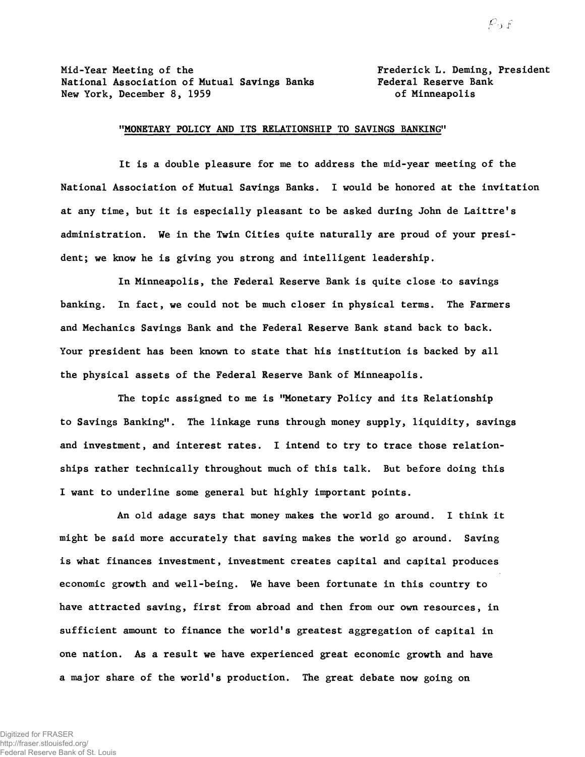Mid-Year Meeting of the
National Association of Mutual Savings Banks
New York, December 8, 1959

Frederick L. Deming, President
Federal Reserve Bank
of Minneapolis

## "MONETARY POLICY AND ITS RELATIONSHIP TO SAVINGS BANKING"

It is a double pleasure for me to address the mid-year meeting of the National Association of Mutual Savings Banks. I would be honored at the invitation at any time, but it is especially pleasant to be asked during John de Laittre's administration. We in the Twin Cities quite naturally are proud of your president; we know he is giving you strong and intelligent leadership.

In Minneapolis, the Federal Reserve Bank is quite close to savings banking. In fact, we could not be much closer in physical terms. The Farmers and Mechanics Savings Bank and the Federal Reserve Bank stand back to back. Your president has been known to state that his institution is backed by all the physical assets of the Federal Reserve Bank of Minneapolis.

The topic assigned to me is "Monetary Policy and its Relationship to Savings Banking". The linkage runs through money supply, liquidity, savings and investment, and interest rates. I intend to try to trace those relationships rather technically throughout much of this talk. But before doing this I want to underline some general but highly important points.

An old adage says that money makes the world go around. I think it might be said more accurately that saving makes the world go around. Saving is what finances investment, investment creates capital and capital produces economic growth and well-being. We have been fortunate in this country to have attracted saving, first from abroad and then from our own resources, in sufficient amount to finance the world's greatest aggregation of capital in one nation. As a result we have experienced great economic growth and have a major share of the world's production. The great debate now going on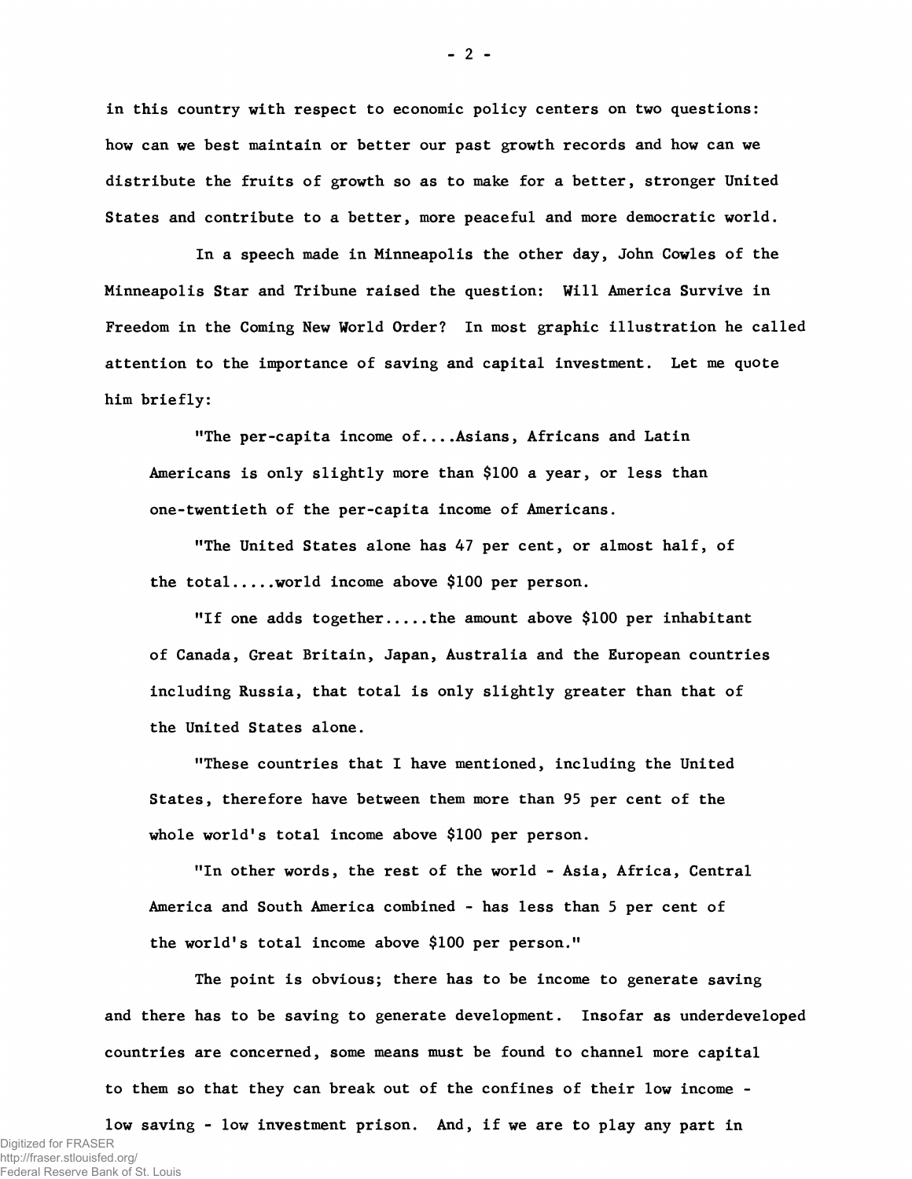in this country with respect to economic policy centers on two questions: how can we best maintain or better our past growth records and how can we distribute the fruits of growth so as to make for a better, stronger United States and contribute to a better, more peaceful and more democratic world.

In a speech made in Minneapolis the other day, John Cowles of the Minneapolis Star and Tribune raised the question: Will America Survive in Freedom in the Coming New World Order? In most graphic illustration he called attention to the importance of saving and capital investment. Let me quote him briefly:

> "The per-capita income of....Asians, Africans and Latin Americans is only slightly more than $100 a year, or less than one-twentieth of the per-capita income of Americans.
>
> "The United States alone has 47 per cent, or almost half, of the total.....world income above $100 per person.
>
> "If one adds together.....the amount above $100 per inhabitant of Canada, Great Britain, Japan, Australia and the European countries including Russia, that total is only slightly greater than that of the United States alone.
>
> "These countries that I have mentioned, including the United States, therefore have between them more than 95 per cent of the whole world's total income above $100 per person.
>
> "In other words, the rest of the world - Asia, Africa, Central America and South America combined - has less than 5 per cent of the world's total income above $100 per person."

The point is obvious; there has to be income to generate saving and there has to be saving to generate development. Insofar as underdeveloped countries are concerned, some means must be found to channel more capital to them so that they can break out of the confines of their low income - low saving - low investment prison. And, if we are to play any part in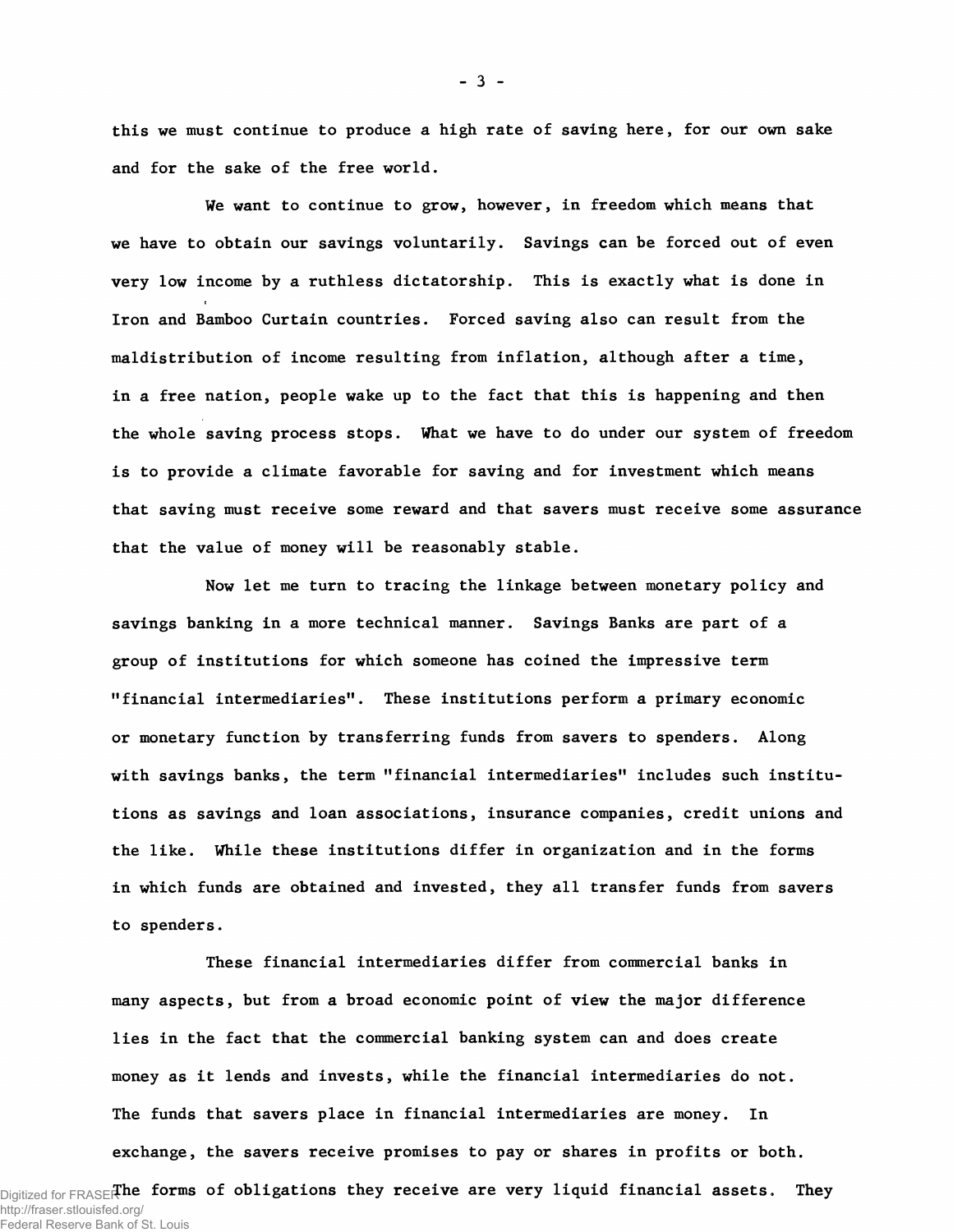this we must continue to produce a high rate of saving here, for our own sake and for the sake of the free world.

We want to continue to grow, however, in freedom which means that we have to obtain our savings voluntarily. Savings can be forced out of even very low income by a ruthless dictatorship. This is exactly what is done in Iron and Bamboo Curtain countries. Forced saving also can result from the maldistribution of income resulting from inflation, although after a time, in a free nation, people wake up to the fact that this is happening and then the whole saving process stops. What we have to do under our system of freedom is to provide a climate favorable for saving and for investment which means that saving must receive some reward and that savers must receive some assurance that the value of money will be reasonably stable.

Now let me turn to tracing the linkage between monetary policy and savings banking in a more technical manner. Savings Banks are part of a group of institutions for which someone has coined the impressive term "financial intermediaries". These institutions perform a primary economic or monetary function by transferring funds from savers to spenders. Along with savings banks, the term "financial intermediaries" includes such institutions as savings and loan associations, insurance companies, credit unions and the like. While these institutions differ in organization and in the forms in which funds are obtained and invested, they all transfer funds from savers to spenders.

These financial intermediaries differ from commercial banks in many aspects, but from a broad economic point of view the major difference lies in the fact that the commercial banking system can and does create money as it lends and invests, while the financial intermediaries do not. The funds that savers place in financial intermediaries are money. In exchange, the savers receive promises to pay or shares in profits or both. The forms of obligations they receive are very liquid financial assets. They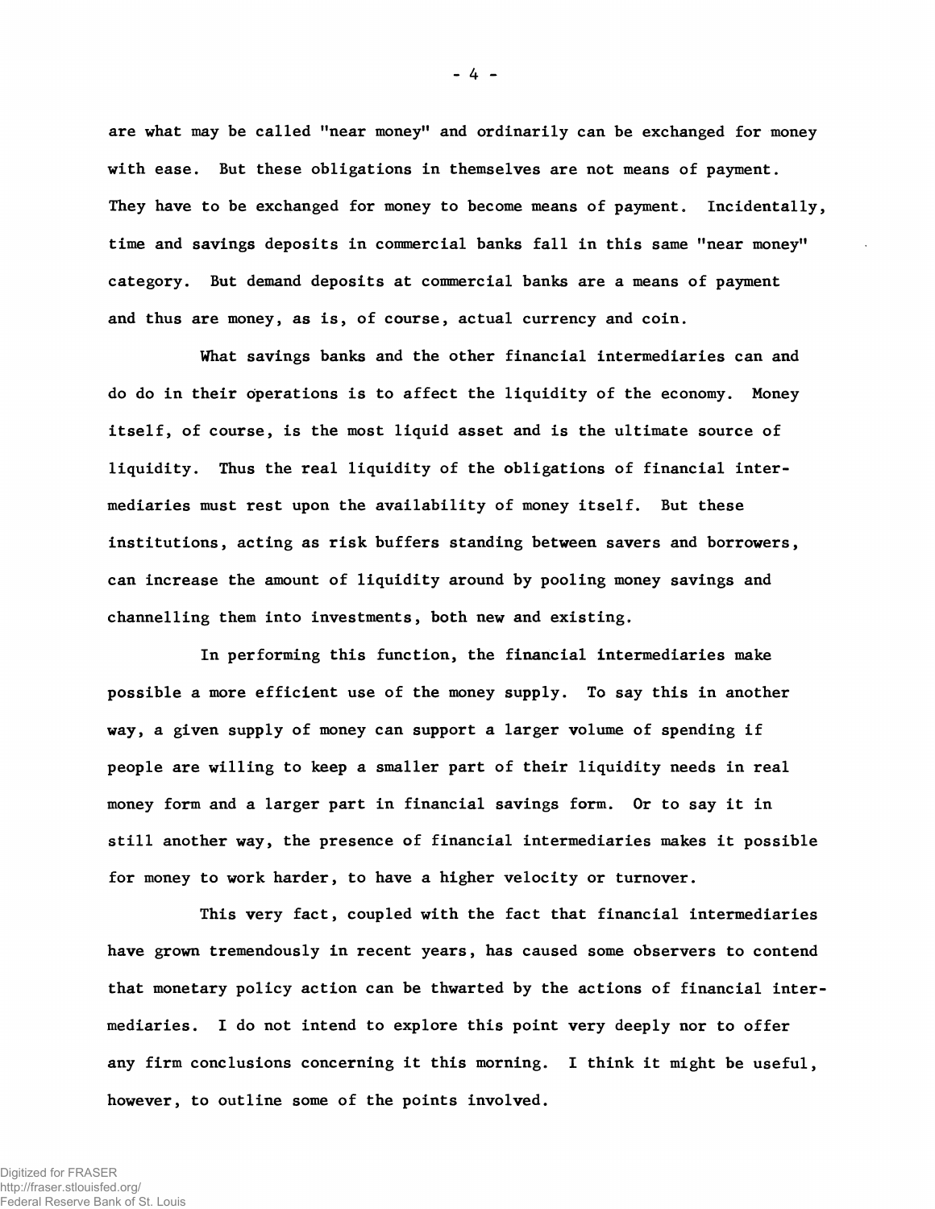are what may be called "near money" and ordinarily can be exchanged for money with ease. But these obligations in themselves are not means of payment. They have to be exchanged for money to become means of payment. Incidentally, time and savings deposits in commercial banks fall in this same "near money" category. But demand deposits at commercial banks are a means of payment and thus are money, as is, of course, actual currency and coin.

What savings banks and the other financial intermediaries can and do do in their operations is to affect the liquidity of the economy. Money itself, of course, is the most liquid asset and is the ultimate source of liquidity. Thus the real liquidity of the obligations of financial intermediaries must rest upon the availability of money itself. But these institutions, acting as risk buffers standing between savers and borrowers, can increase the amount of liquidity around by pooling money savings and channelling them into investments, both new and existing.

In performing this function, the financial intermediaries make possible a more efficient use of the money supply. To say this in another way, a given supply of money can support a larger volume of spending if people are willing to keep a smaller part of their liquidity needs in real money form and a larger part in financial savings form. Or to say it in still another way, the presence of financial intermediaries makes it possible for money to work harder, to have a higher velocity or turnover.

This very fact, coupled with the fact that financial intermediaries have grown tremendously in recent years, has caused some observers to contend that monetary policy action can be thwarted by the actions of financial intermediaries. I do not intend to explore this point very deeply nor to offer any firm conclusions concerning it this morning. I think it might be useful, however, to outline some of the points involved.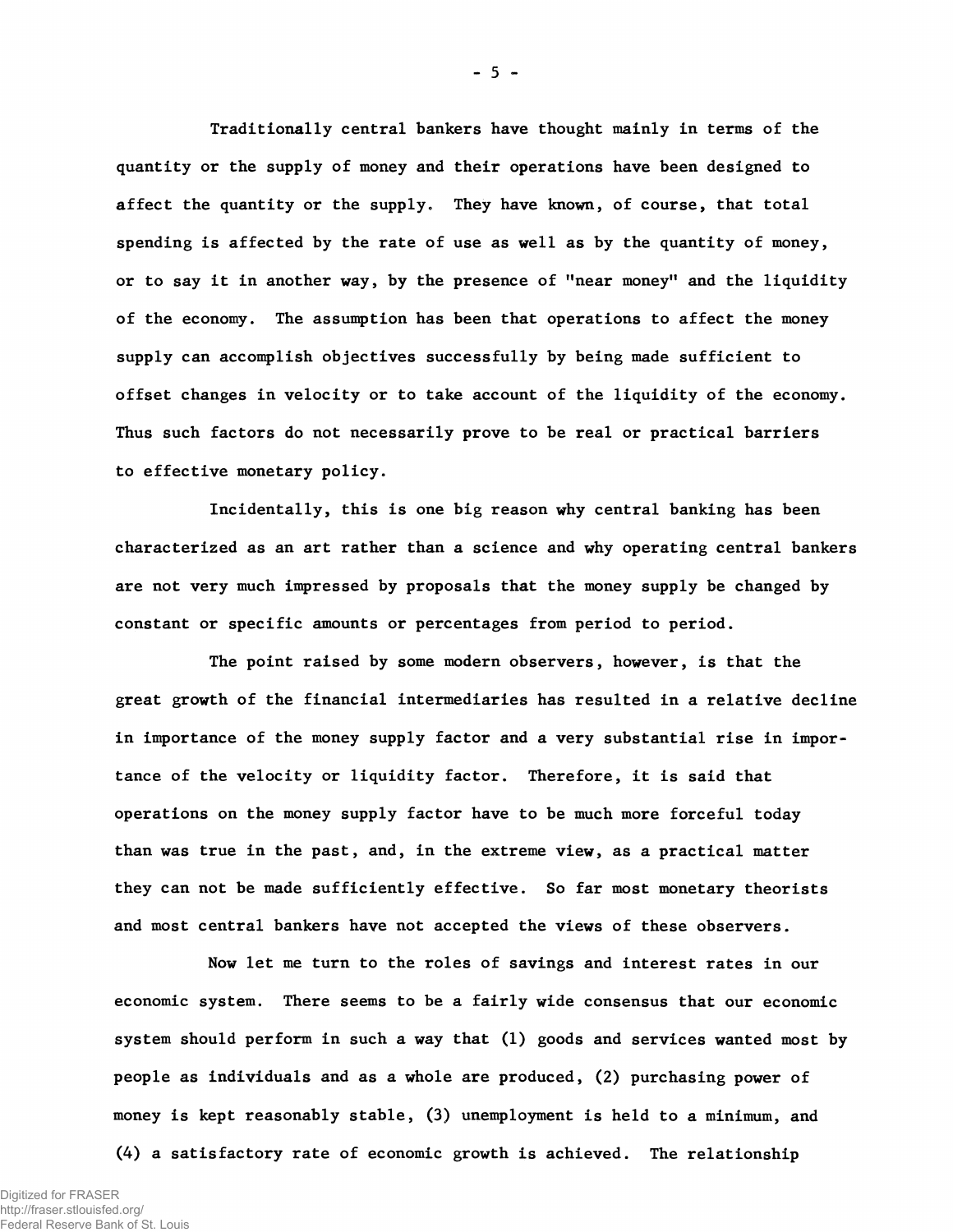Traditionally central bankers have thought mainly in terms of the quantity or the supply of money and their operations have been designed to affect the quantity or the supply. They have known, of course, that total spending is affected by the rate of use as well as by the quantity of money, or to say it in another way, by the presence of "near money" and the liquidity of the economy. The assumption has been that operations to affect the money supply can accomplish objectives successfully by being made sufficient to offset changes in velocity or to take account of the liquidity of the economy. Thus such factors do not necessarily prove to be real or practical barriers to effective monetary policy.

Incidentally, this is one big reason why central banking has been characterized as an art rather than a science and why operating central bankers are not very much impressed by proposals that the money supply be changed by constant or specific amounts or percentages from period to period.

The point raised by some modern observers, however, is that the great growth of the financial intermediaries has resulted in a relative decline in importance of the money supply factor and a very substantial rise in importance of the velocity or liquidity factor. Therefore, it is said that operations on the money supply factor have to be much more forceful today than was true in the past, and, in the extreme view, as a practical matter they can not be made sufficiently effective. So far most monetary theorists and most central bankers have not accepted the views of these observers.

Now let me turn to the roles of savings and interest rates in our economic system. There seems to be a fairly wide consensus that our economic system should perform in such a way that (1) goods and services wanted most by people as individuals and as a whole are produced, (2) purchasing power of money is kept reasonably stable, (3) unemployment is held to a minimum, and (4) a satisfactory rate of economic growth is achieved. The relationship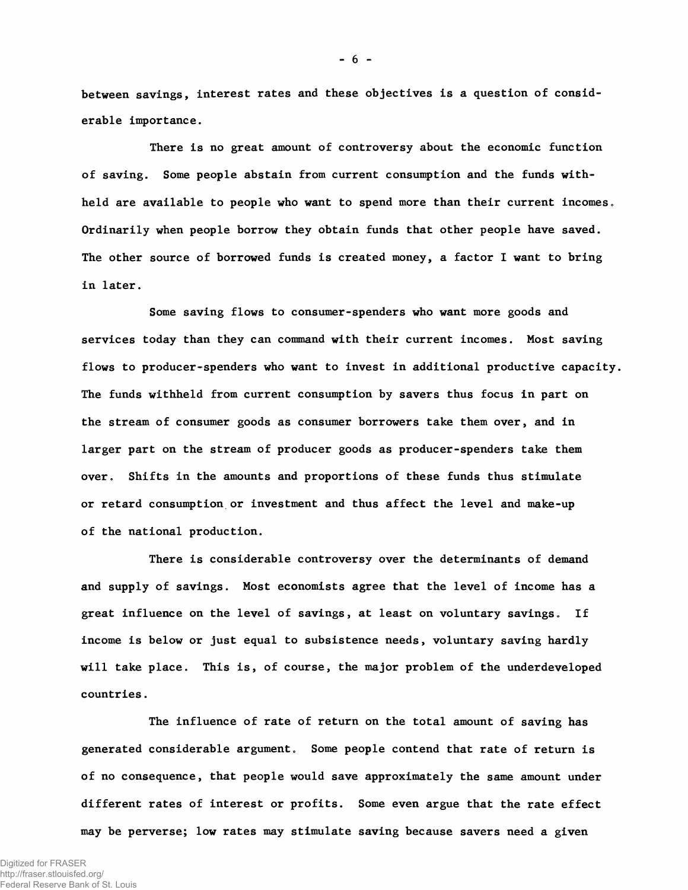between savings, interest rates and these objectives is a question of considerable importance.

There is no great amount of controversy about the economic function of saving. Some people abstain from current consumption and the funds withheld are available to people who want to spend more than their current incomes. Ordinarily when people borrow they obtain funds that other people have saved. The other source of borrowed funds is created money, a factor I want to bring in later.

Some saving flows to consumer-spenders who want more goods and services today than they can command with their current incomes. Most saving flows to producer-spenders who want to invest in additional productive capacity. The funds withheld from current consumption by savers thus focus in part on the stream of consumer goods as consumer borrowers take them over, and in larger part on the stream of producer goods as producer-spenders take them over. Shifts in the amounts and proportions of these funds thus stimulate or retard consumption or investment and thus affect the level and make-up of the national production.

There is considerable controversy over the determinants of demand and supply of savings. Most economists agree that the level of income has a great influence on the level of savings, at least on voluntary savings. If income is below or just equal to subsistence needs, voluntary saving hardly will take place. This is, of course, the major problem of the underdeveloped countries.

The influence of rate of return on the total amount of saving has generated considerable argument. Some people contend that rate of return is of no consequence, that people would save approximately the same amount under different rates of interest or profits. Some even argue that the rate effect may be perverse; low rates may stimulate saving because savers need a given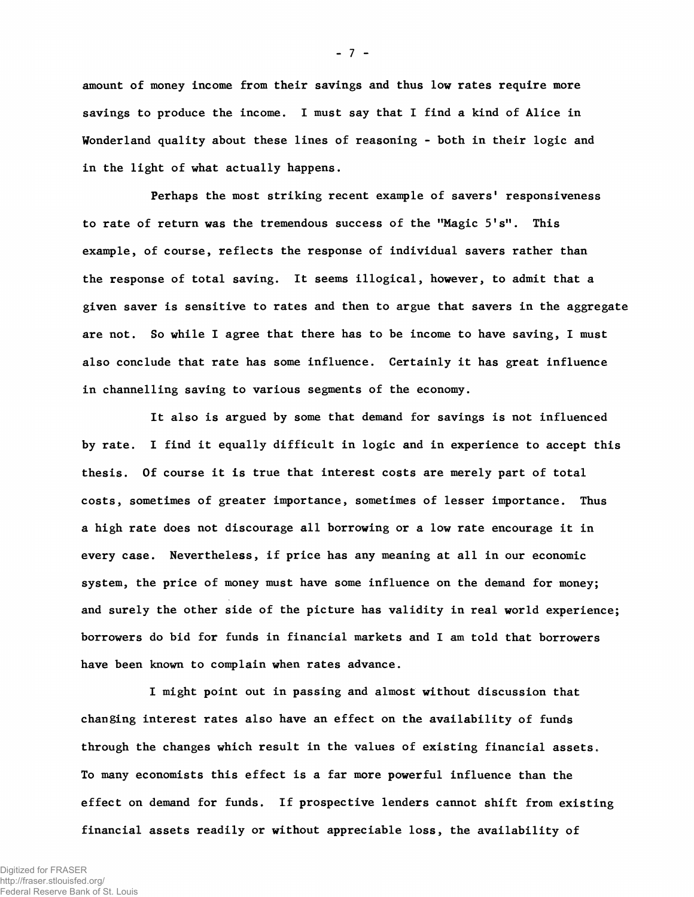amount of money income from their savings and thus low rates require more savings to produce the income. I must say that I find a kind of Alice in Wonderland quality about these lines of reasoning - both in their logic and in the light of what actually happens.

Perhaps the most striking recent example of savers' responsiveness to rate of return was the tremendous success of the "Magic 5's". This example, of course, reflects the response of individual savers rather than the response of total saving. It seems illogical, however, to admit that a given saver is sensitive to rates and then to argue that savers in the aggregate are not. So while I agree that there has to be income to have saving, I must also conclude that rate has some influence. Certainly it has great influence in channelling saving to various segments of the economy.

It also is argued by some that demand for savings is not influenced by rate. I find it equally difficult in logic and in experience to accept this thesis. Of course it is true that interest costs are merely part of total costs, sometimes of greater importance, sometimes of lesser importance. Thus a high rate does not discourage all borrowing or a low rate encourage it in every case. Nevertheless, if price has any meaning at all in our economic system, the price of money must have some influence on the demand for money; and surely the other side of the picture has validity in real world experience; borrowers do bid for funds in financial markets and I am told that borrowers have been known to complain when rates advance.

I might point out in passing and almost without discussion that changing interest rates also have an effect on the availability of funds through the changes which result in the values of existing financial assets. To many economists this effect is a far more powerful influence than the effect on demand for funds. If prospective lenders cannot shift from existing financial assets readily or without appreciable loss, the availability of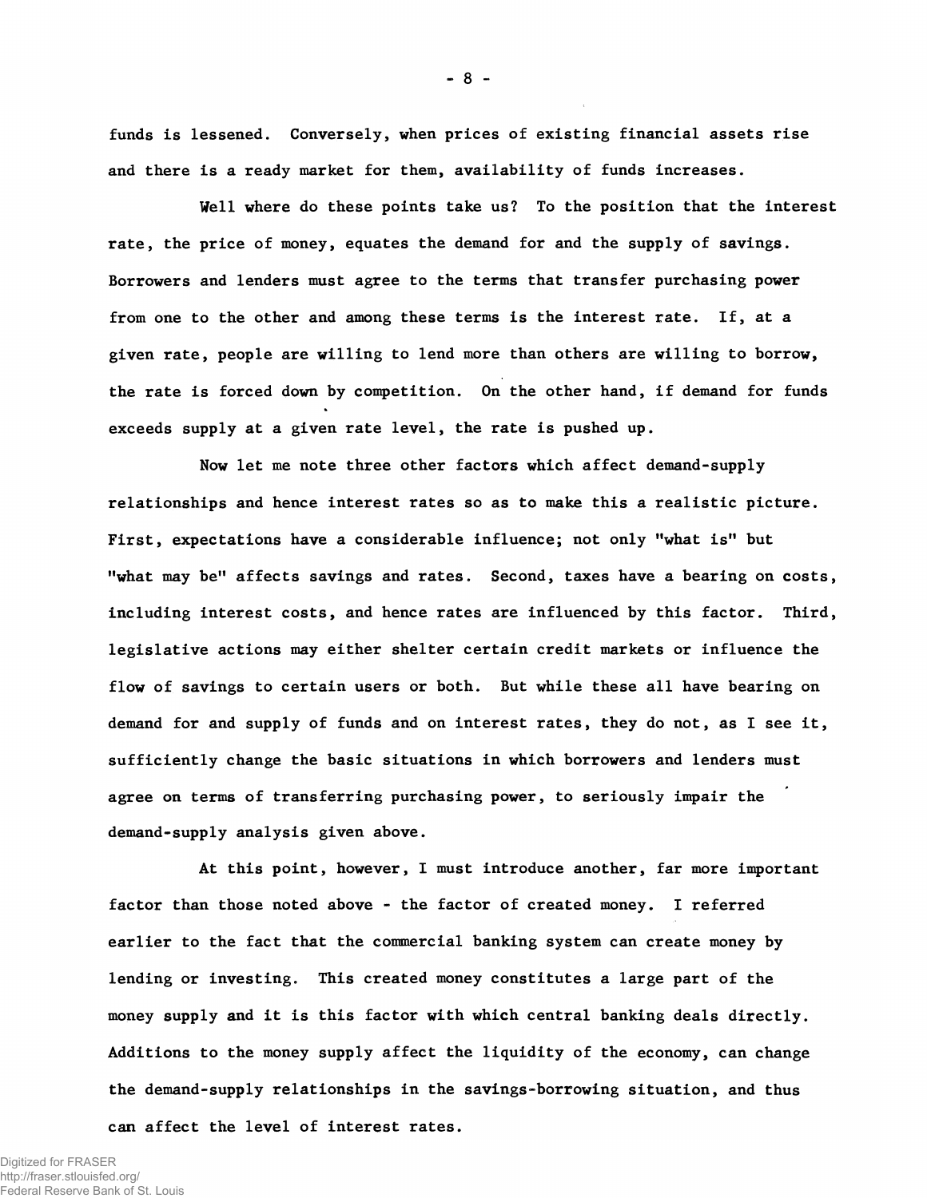funds is lessened. Conversely, when prices of existing financial assets rise and there is a ready market for them, availability of funds increases.

Well where do these points take us? To the position that the interest rate, the price of money, equates the demand for and the supply of savings. Borrowers and lenders must agree to the terms that transfer purchasing power from one to the other and among these terms is the interest rate. If, at a given rate, people are willing to lend more than others are willing to borrow, the rate is forced down by competition. On the other hand, if demand for funds exceeds supply at a given rate level, the rate is pushed up.

Now let me note three other factors which affect demand-supply relationships and hence interest rates so as to make this a realistic picture. First, expectations have a considerable influence; not only "what is" but "what may be" affects savings and rates. Second, taxes have a bearing on costs, including interest costs, and hence rates are influenced by this factor. Third, legislative actions may either shelter certain credit markets or influence the flow of savings to certain users or both. But while these all have bearing on demand for and supply of funds and on interest rates, they do not, as I see it, sufficiently change the basic situations in which borrowers and lenders must agree on terms of transferring purchasing power, to seriously impair the demand-supply analysis given above.

At this point, however, I must introduce another, far more important factor than those noted above - the factor of created money. I referred earlier to the fact that the commercial banking system can create money by lending or investing. This created money constitutes a large part of the money supply and it is this factor with which central banking deals directly. Additions to the money supply affect the liquidity of the economy, can change the demand-supply relationships in the savings-borrowing situation, and thus can affect the level of interest rates.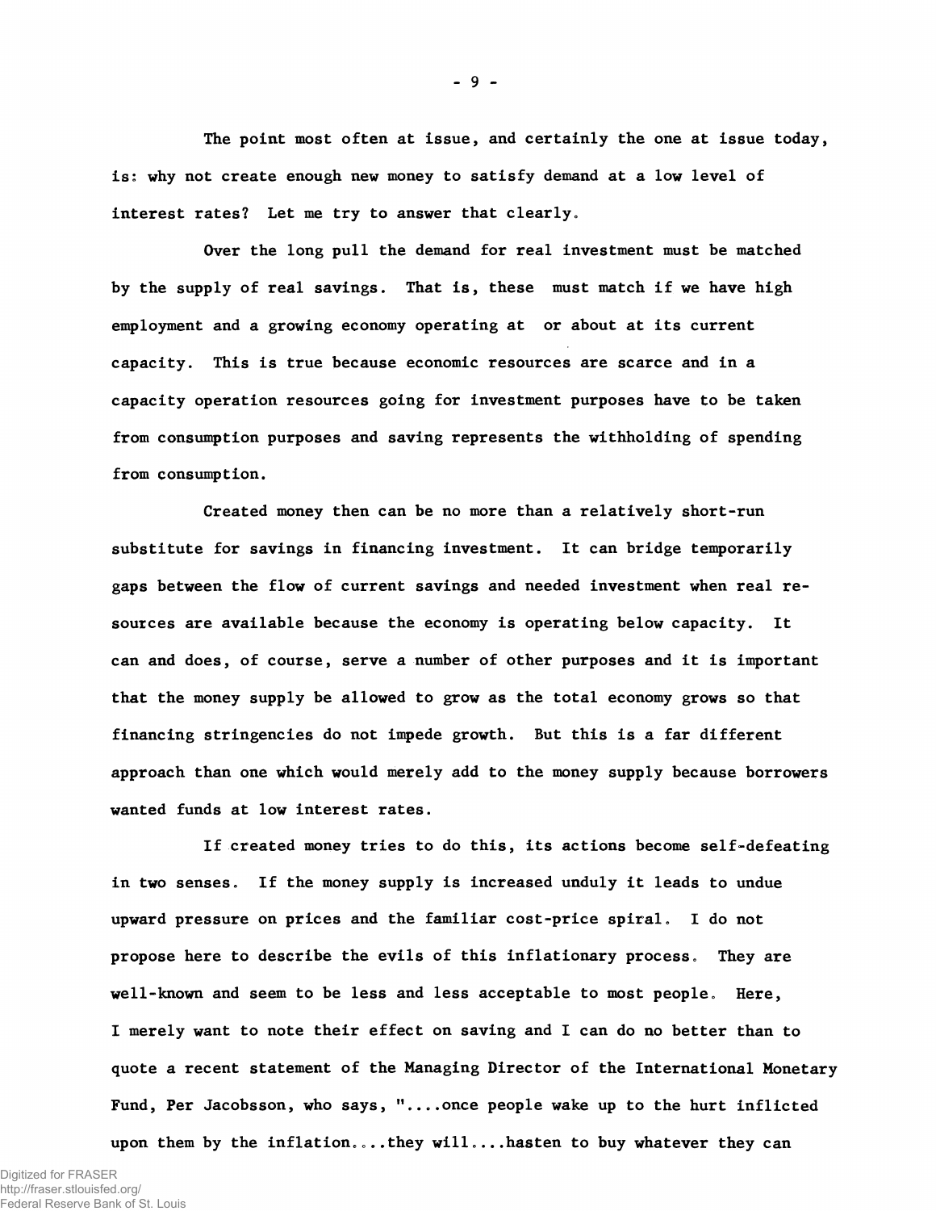The point most often at issue, and certainly the one at issue today, is: why not create enough new money to satisfy demand at a low level of interest rates? Let me try to answer that clearly.

Over the long pull the demand for real investment must be matched by the supply of real savings. That is, these must match if we have high employment and a growing economy operating at or about at its current capacity. This is true because economic resources are scarce and in a capacity operation resources going for investment purposes have to be taken from consumption purposes and saving represents the withholding of spending from consumption.

Created money then can be no more than a relatively short-run substitute for savings in financing investment. It can bridge temporarily gaps between the flow of current savings and needed investment when real resources are available because the economy is operating below capacity. It can and does, of course, serve a number of other purposes and it is important that the money supply be allowed to grow as the total economy grows so that financing stringencies do not impede growth. But this is a far different approach than one which would merely add to the money supply because borrowers wanted funds at low interest rates.

If created money tries to do this, its actions become self-defeating in two senses. If the money supply is increased unduly it leads to undue upward pressure on prices and the familiar cost-price spiral. I do not propose here to describe the evils of this inflationary process. They are well-known and seem to be less and less acceptable to most people. Here, I merely want to note their effect on saving and I can do no better than to quote a recent statement of the Managing Director of the International Monetary Fund, Per Jacobsson, who says, "....once people wake up to the hurt inflicted upon them by the inflation....they will....hasten to buy whatever they can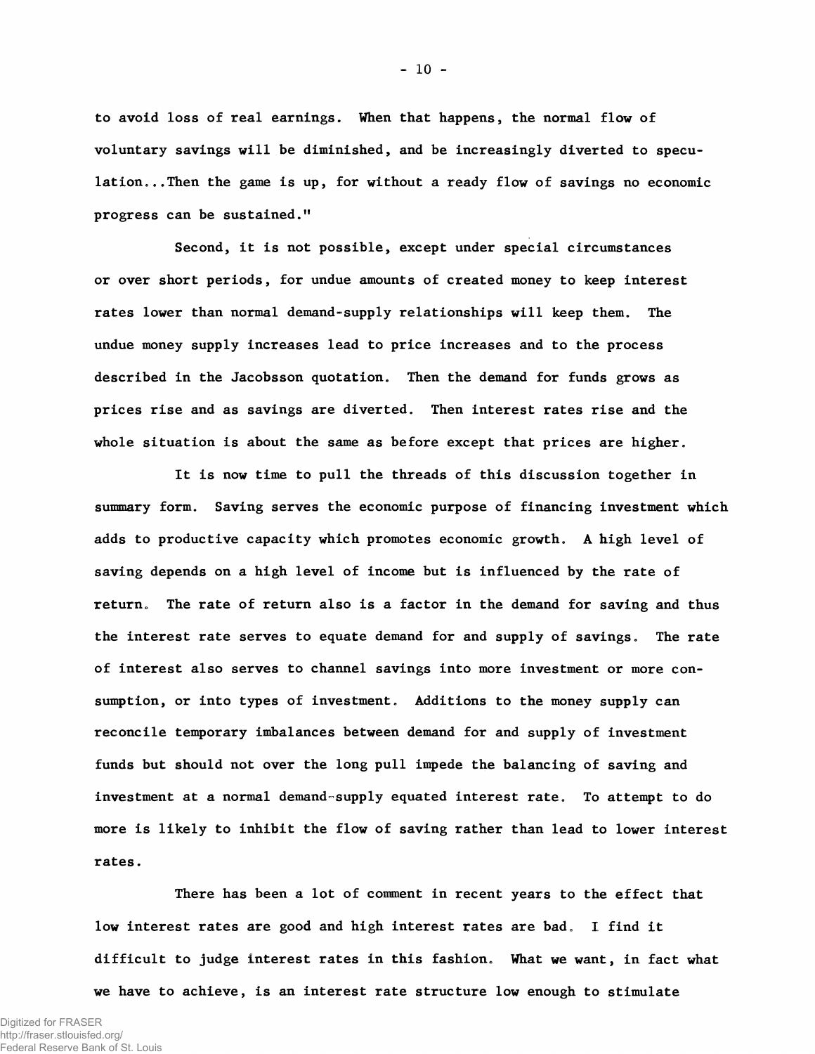to avoid loss of real earnings. When that happens, the normal flow of voluntary savings will be diminished, and be increasingly diverted to speculation...Then the game is up, for without a ready flow of savings no economic progress can be sustained."

Second, it is not possible, except under special circumstances or over short periods, for undue amounts of created money to keep interest rates lower than normal demand-supply relationships will keep them. The undue money supply increases lead to price increases and to the process described in the Jacobsson quotation. Then the demand for funds grows as prices rise and as savings are diverted. Then interest rates rise and the whole situation is about the same as before except that prices are higher.

It is now time to pull the threads of this discussion together in summary form. Saving serves the economic purpose of financing investment which adds to productive capacity which promotes economic growth. A high level of saving depends on a high level of income but is influenced by the rate of return. The rate of return also is a factor in the demand for saving and thus the interest rate serves to equate demand for and supply of savings. The rate of interest also serves to channel savings into more investment or more consumption, or into types of investment. Additions to the money supply can reconcile temporary imbalances between demand for and supply of investment funds but should not over the long pull impede the balancing of saving and investment at a normal demand-supply equated interest rate. To attempt to do more is likely to inhibit the flow of saving rather than lead to lower interest rates.

There has been a lot of comment in recent years to the effect that low interest rates are good and high interest rates are bad. I find it difficult to judge interest rates in this fashion. What we want, in fact what we have to achieve, is an interest rate structure low enough to stimulate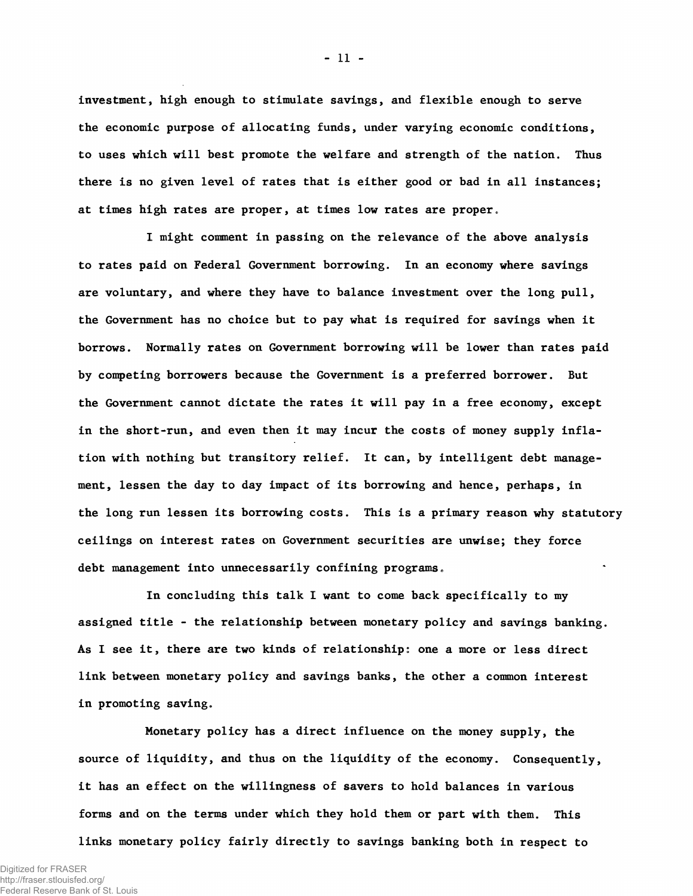investment, high enough to stimulate savings, and flexible enough to serve the economic purpose of allocating funds, under varying economic conditions, to uses which will best promote the welfare and strength of the nation. Thus there is no given level of rates that is either good or bad in all instances; at times high rates are proper, at times low rates are proper.

I might comment in passing on the relevance of the above analysis to rates paid on Federal Government borrowing. In an economy where savings are voluntary, and where they have to balance investment over the long pull, the Government has no choice but to pay what is required for savings when it borrows. Normally rates on Government borrowing will be lower than rates paid by competing borrowers because the Government is a preferred borrower. But the Government cannot dictate the rates it will pay in a free economy, except in the short-run, and even then it may incur the costs of money supply inflation with nothing but transitory relief. It can, by intelligent debt management, lessen the day to day impact of its borrowing and hence, perhaps, in the long run lessen its borrowing costs. This is a primary reason why statutory ceilings on interest rates on Government securities are unwise; they force debt management into unnecessarily confining programs.

In concluding this talk I want to come back specifically to my assigned title - the relationship between monetary policy and savings banking. As I see it, there are two kinds of relationship: one a more or less direct link between monetary policy and savings banks, the other a common interest in promoting saving.

Monetary policy has a direct influence on the money supply, the source of liquidity, and thus on the liquidity of the economy. Consequently, it has an effect on the willingness of savers to hold balances in various forms and on the terms under which they hold them or part with them. This links monetary policy fairly directly to savings banking both in respect to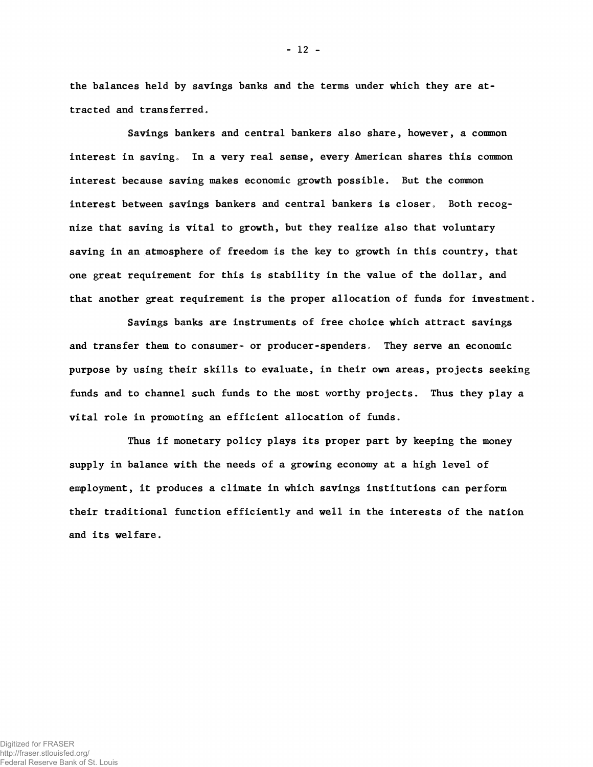the balances held by savings banks and the terms under which they are attracted and transferred.

Savings bankers and central bankers also share, however, a common interest in saving. In a very real sense, every American shares this common interest because saving makes economic growth possible. But the common interest between savings bankers and central bankers is closer. Both recognize that saving is vital to growth, but they realize also that voluntary saving in an atmosphere of freedom is the key to growth in this country, that one great requirement for this is stability in the value of the dollar, and that another great requirement is the proper allocation of funds for investment.

Savings banks are instruments of free choice which attract savings and transfer them to consumer- or producer-spenders. They serve an economic purpose by using their skills to evaluate, in their own areas, projects seeking funds and to channel such funds to the most worthy projects. Thus they play a vital role in promoting an efficient allocation of funds.

Thus if monetary policy plays its proper part by keeping the money supply in balance with the needs of a growing economy at a high level of employment, it produces a climate in which savings institutions can perform their traditional function efficiently and well in the interests of the nation and its welfare.